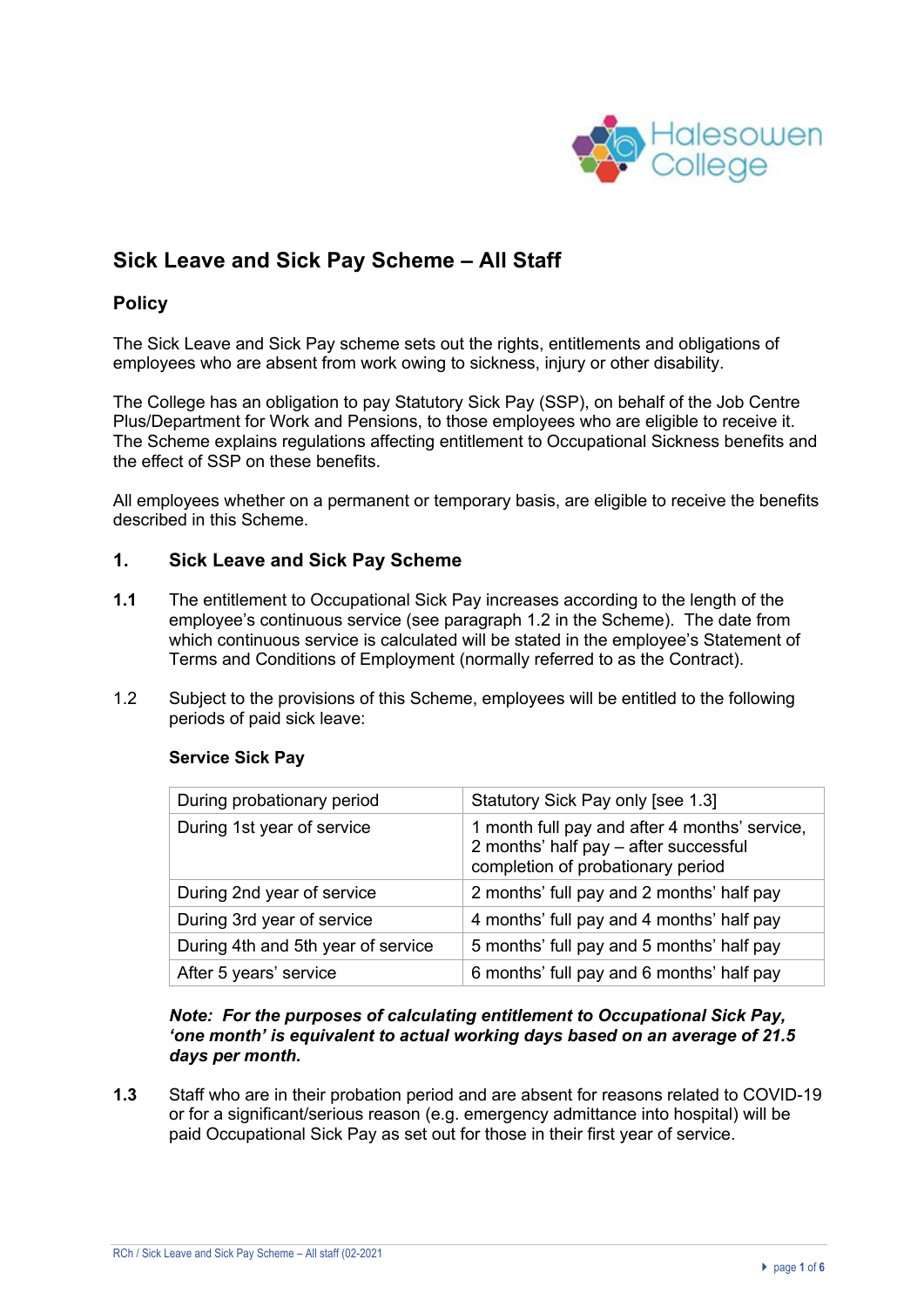# Sick Leave and Sick Pay Scheme – All Staff

## Policy

The Sick Leave and Sick Pay scheme sets out the rights, entitlements and obligations of employees who are absent from work owing to sickness, injury or other disability.

The College has an obligation to pay Statutory Sick Pay (SSP), on behalf of the Job Centre Plus/Department for Work and Pensions, to those employees who are eligible to receive it. The Scheme explains regulations affecting entitlement to Occupational Sickness benefits and the effect of SSP on these benefits.

All employees whether on a permanent or temporary basis, are eligible to receive the benefits described in this Scheme.

## 1. Sick Leave and Sick Pay Scheme

**1.1** The entitlement to Occupational Sick Pay increases according to the length of the employee's continuous service (see paragraph 1.2 in the Scheme). The date from which continuous service is calculated will be stated in the employee's Statement of Terms and Conditions of Employment (normally referred to as the Contract).

1.2 Subject to the provisions of this Scheme, employees will be entitled to the following periods of paid sick leave:

**Service Sick Pay**

| | |
|---|---|
| During probationary period | Statutory Sick Pay only [see 1.3] |
| During 1st year of service | 1 month full pay and after 4 months' service, 2 months' half pay – after successful completion of probationary period |
| During 2nd year of service | 2 months' full pay and 2 months' half pay |
| During 3rd year of service | 4 months' full pay and 4 months' half pay |
| During 4th and 5th year of service | 5 months' full pay and 5 months' half pay |
| After 5 years' service | 6 months' full pay and 6 months' half pay |

***Note: For the purposes of calculating entitlement to Occupational Sick Pay, 'one month' is equivalent to actual working days based on an average of 21.5 days per month.***

**1.3** Staff who are in their probation period and are absent for reasons related to COVID-19 or for a significant/serious reason (e.g. emergency admittance into hospital) will be paid Occupational Sick Pay as set out for those in their first year of service.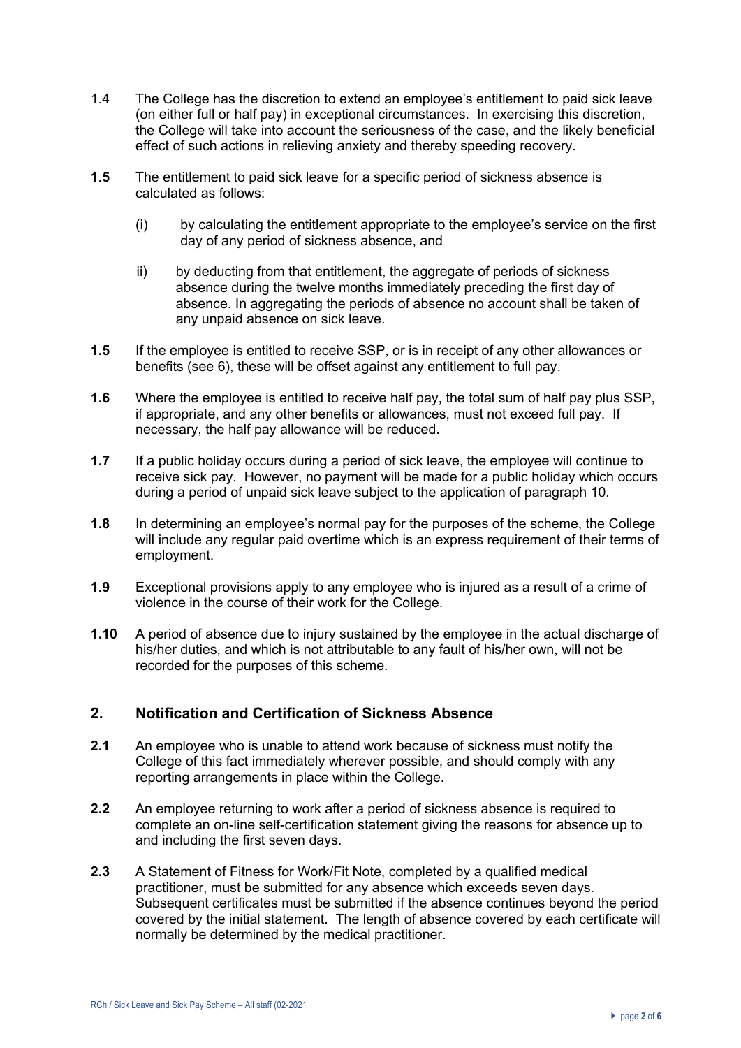1.4 The College has the discretion to extend an employee's entitlement to paid sick leave (on either full or half pay) in exceptional circumstances. In exercising this discretion, the College will take into account the seriousness of the case, and the likely beneficial effect of such actions in relieving anxiety and thereby speeding recovery.

**1.5** The entitlement to paid sick leave for a specific period of sickness absence is calculated as follows:

(i) by calculating the entitlement appropriate to the employee's service on the first day of any period of sickness absence, and

ii) by deducting from that entitlement, the aggregate of periods of sickness absence during the twelve months immediately preceding the first day of absence. In aggregating the periods of absence no account shall be taken of any unpaid absence on sick leave.

**1.5** If the employee is entitled to receive SSP, or is in receipt of any other allowances or benefits (see 6), these will be offset against any entitlement to full pay.

**1.6** Where the employee is entitled to receive half pay, the total sum of half pay plus SSP, if appropriate, and any other benefits or allowances, must not exceed full pay. If necessary, the half pay allowance will be reduced.

**1.7** If a public holiday occurs during a period of sick leave, the employee will continue to receive sick pay. However, no payment will be made for a public holiday which occurs during a period of unpaid sick leave subject to the application of paragraph 10.

**1.8** In determining an employee's normal pay for the purposes of the scheme, the College will include any regular paid overtime which is an express requirement of their terms of employment.

**1.9** Exceptional provisions apply to any employee who is injured as a result of a crime of violence in the course of their work for the College.

**1.10** A period of absence due to injury sustained by the employee in the actual discharge of his/her duties, and which is not attributable to any fault of his/her own, will not be recorded for the purposes of this scheme.

## 2. Notification and Certification of Sickness Absence

**2.1** An employee who is unable to attend work because of sickness must notify the College of this fact immediately wherever possible, and should comply with any reporting arrangements in place within the College.

**2.2** An employee returning to work after a period of sickness absence is required to complete an on-line self-certification statement giving the reasons for absence up to and including the first seven days.

**2.3** A Statement of Fitness for Work/Fit Note, completed by a qualified medical practitioner, must be submitted for any absence which exceeds seven days. Subsequent certificates must be submitted if the absence continues beyond the period covered by the initial statement. The length of absence covered by each certificate will normally be determined by the medical practitioner.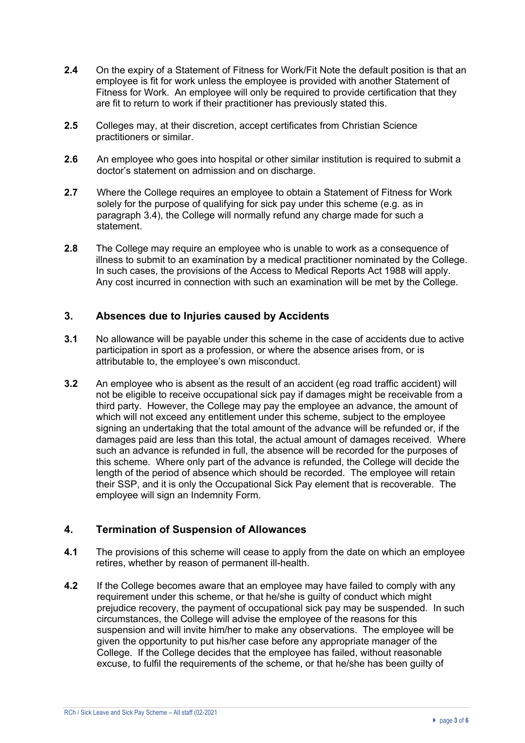**2.4** On the expiry of a Statement of Fitness for Work/Fit Note the default position is that an employee is fit for work unless the employee is provided with another Statement of Fitness for Work. An employee will only be required to provide certification that they are fit to return to work if their practitioner has previously stated this.

**2.5** Colleges may, at their discretion, accept certificates from Christian Science practitioners or similar.

**2.6** An employee who goes into hospital or other similar institution is required to submit a doctor's statement on admission and on discharge.

**2.7** Where the College requires an employee to obtain a Statement of Fitness for Work solely for the purpose of qualifying for sick pay under this scheme (e.g. as in paragraph 3.4), the College will normally refund any charge made for such a statement.

**2.8** The College may require an employee who is unable to work as a consequence of illness to submit to an examination by a medical practitioner nominated by the College. In such cases, the provisions of the Access to Medical Reports Act 1988 will apply. Any cost incurred in connection with such an examination will be met by the College.

## 3. Absences due to Injuries caused by Accidents

**3.1** No allowance will be payable under this scheme in the case of accidents due to active participation in sport as a profession, or where the absence arises from, or is attributable to, the employee's own misconduct.

**3.2** An employee who is absent as the result of an accident (eg road traffic accident) will not be eligible to receive occupational sick pay if damages might be receivable from a third party. However, the College may pay the employee an advance, the amount of which will not exceed any entitlement under this scheme, subject to the employee signing an undertaking that the total amount of the advance will be refunded or, if the damages paid are less than this total, the actual amount of damages received. Where such an advance is refunded in full, the absence will be recorded for the purposes of this scheme. Where only part of the advance is refunded, the College will decide the length of the period of absence which should be recorded. The employee will retain their SSP, and it is only the Occupational Sick Pay element that is recoverable. The employee will sign an Indemnity Form.

## 4. Termination of Suspension of Allowances

**4.1** The provisions of this scheme will cease to apply from the date on which an employee retires, whether by reason of permanent ill-health.

**4.2** If the College becomes aware that an employee may have failed to comply with any requirement under this scheme, or that he/she is guilty of conduct which might prejudice recovery, the payment of occupational sick pay may be suspended. In such circumstances, the College will advise the employee of the reasons for this suspension and will invite him/her to make any observations. The employee will be given the opportunity to put his/her case before any appropriate manager of the College. If the College decides that the employee has failed, without reasonable excuse, to fulfil the requirements of the scheme, or that he/she has been guilty of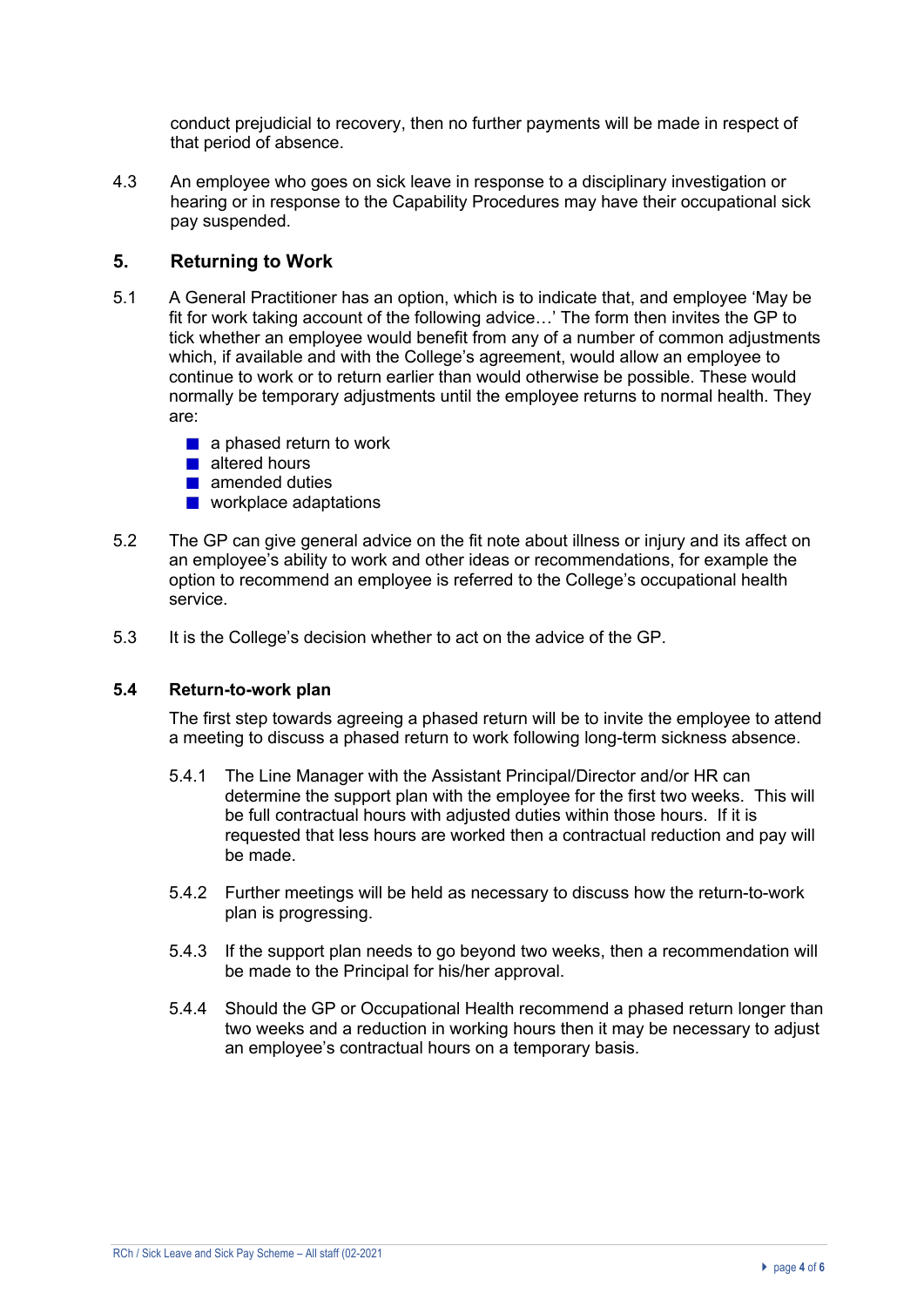conduct prejudicial to recovery, then no further payments will be made in respect of that period of absence.

4.3 An employee who goes on sick leave in response to a disciplinary investigation or hearing or in response to the Capability Procedures may have their occupational sick pay suspended.

## 5. Returning to Work

5.1 A General Practitioner has an option, which is to indicate that, and employee 'May be fit for work taking account of the following advice…' The form then invites the GP to tick whether an employee would benefit from any of a number of common adjustments which, if available and with the College's agreement, would allow an employee to continue to work or to return earlier than would otherwise be possible. These would normally be temporary adjustments until the employee returns to normal health. They are:

- a phased return to work
- altered hours
- amended duties
- workplace adaptations

5.2 The GP can give general advice on the fit note about illness or injury and its affect on an employee's ability to work and other ideas or recommendations, for example the option to recommend an employee is referred to the College's occupational health service.

5.3 It is the College's decision whether to act on the advice of the GP.

### 5.4 Return-to-work plan

The first step towards agreeing a phased return will be to invite the employee to attend a meeting to discuss a phased return to work following long-term sickness absence.

5.4.1 The Line Manager with the Assistant Principal/Director and/or HR can determine the support plan with the employee for the first two weeks. This will be full contractual hours with adjusted duties within those hours. If it is requested that less hours are worked then a contractual reduction and pay will be made.

5.4.2 Further meetings will be held as necessary to discuss how the return-to-work plan is progressing.

5.4.3 If the support plan needs to go beyond two weeks, then a recommendation will be made to the Principal for his/her approval.

5.4.4 Should the GP or Occupational Health recommend a phased return longer than two weeks and a reduction in working hours then it may be necessary to adjust an employee's contractual hours on a temporary basis.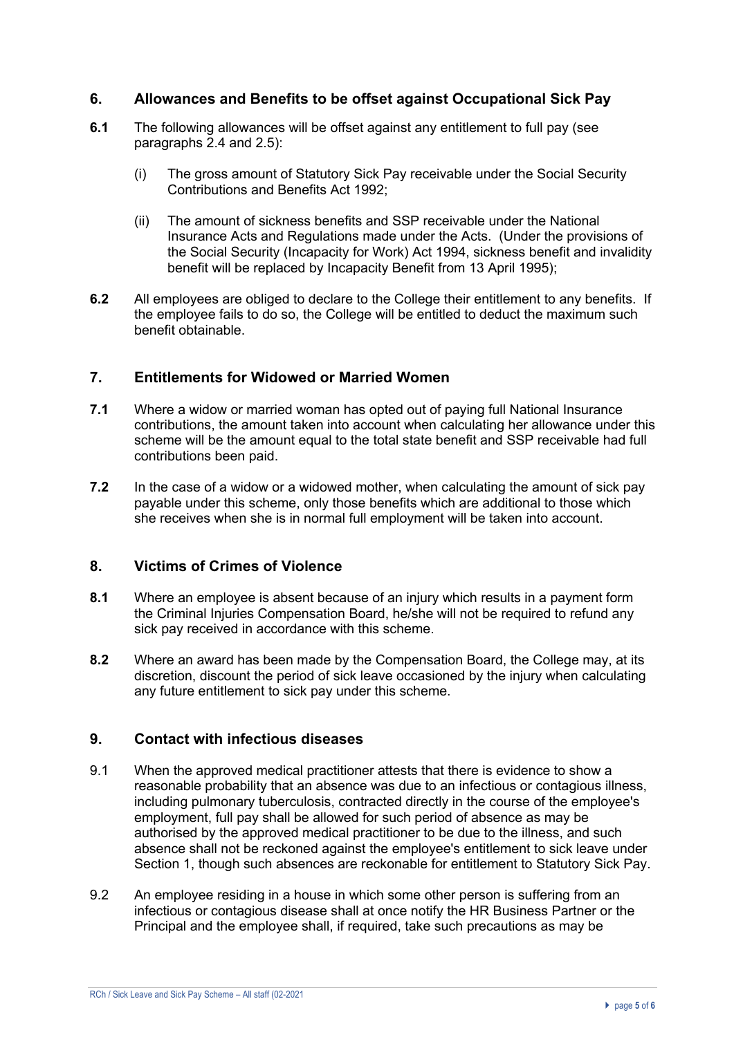## 6. Allowances and Benefits to be offset against Occupational Sick Pay

**6.1** The following allowances will be offset against any entitlement to full pay (see paragraphs 2.4 and 2.5):

(i) The gross amount of Statutory Sick Pay receivable under the Social Security Contributions and Benefits Act 1992;

(ii) The amount of sickness benefits and SSP receivable under the National Insurance Acts and Regulations made under the Acts. (Under the provisions of the Social Security (Incapacity for Work) Act 1994, sickness benefit and invalidity benefit will be replaced by Incapacity Benefit from 13 April 1995);

**6.2** All employees are obliged to declare to the College their entitlement to any benefits. If the employee fails to do so, the College will be entitled to deduct the maximum such benefit obtainable.

## 7. Entitlements for Widowed or Married Women

**7.1** Where a widow or married woman has opted out of paying full National Insurance contributions, the amount taken into account when calculating her allowance under this scheme will be the amount equal to the total state benefit and SSP receivable had full contributions been paid.

**7.2** In the case of a widow or a widowed mother, when calculating the amount of sick pay payable under this scheme, only those benefits which are additional to those which she receives when she is in normal full employment will be taken into account.

## 8. Victims of Crimes of Violence

**8.1** Where an employee is absent because of an injury which results in a payment form the Criminal Injuries Compensation Board, he/she will not be required to refund any sick pay received in accordance with this scheme.

**8.2** Where an award has been made by the Compensation Board, the College may, at its discretion, discount the period of sick leave occasioned by the injury when calculating any future entitlement to sick pay under this scheme.

## 9. Contact with infectious diseases

9.1 When the approved medical practitioner attests that there is evidence to show a reasonable probability that an absence was due to an infectious or contagious illness, including pulmonary tuberculosis, contracted directly in the course of the employee's employment, full pay shall be allowed for such period of absence as may be authorised by the approved medical practitioner to be due to the illness, and such absence shall not be reckoned against the employee's entitlement to sick leave under Section 1, though such absences are reckonable for entitlement to Statutory Sick Pay.

9.2 An employee residing in a house in which some other person is suffering from an infectious or contagious disease shall at once notify the HR Business Partner or the Principal and the employee shall, if required, take such precautions as may be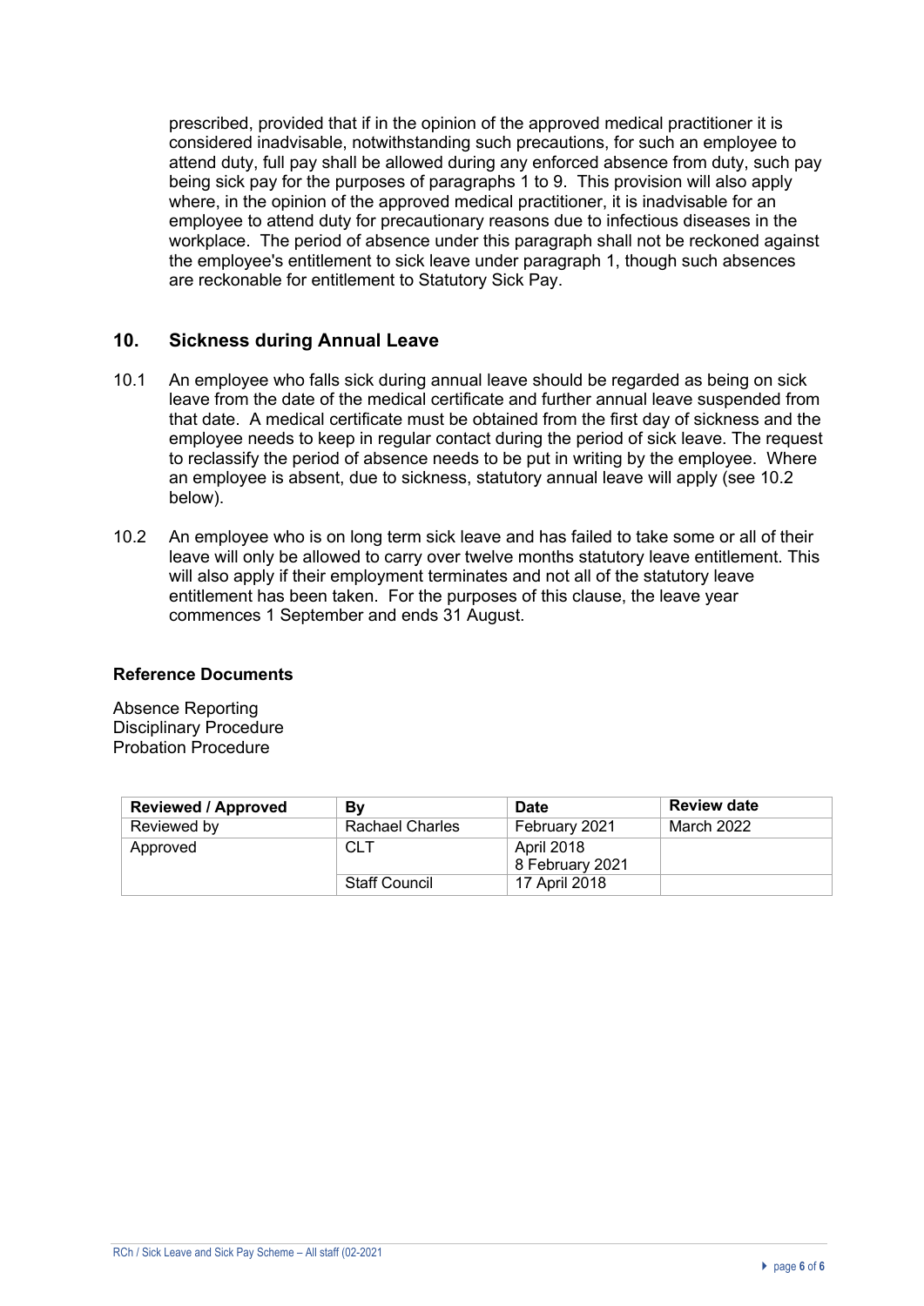prescribed, provided that if in the opinion of the approved medical practitioner it is considered inadvisable, notwithstanding such precautions, for such an employee to attend duty, full pay shall be allowed during any enforced absence from duty, such pay being sick pay for the purposes of paragraphs 1 to 9. This provision will also apply where, in the opinion of the approved medical practitioner, it is inadvisable for an employee to attend duty for precautionary reasons due to infectious diseases in the workplace. The period of absence under this paragraph shall not be reckoned against the employee's entitlement to sick leave under paragraph 1, though such absences are reckonable for entitlement to Statutory Sick Pay.

## 10. Sickness during Annual Leave

10.1 An employee who falls sick during annual leave should be regarded as being on sick leave from the date of the medical certificate and further annual leave suspended from that date. A medical certificate must be obtained from the first day of sickness and the employee needs to keep in regular contact during the period of sick leave. The request to reclassify the period of absence needs to be put in writing by the employee. Where an employee is absent, due to sickness, statutory annual leave will apply (see 10.2 below).

10.2 An employee who is on long term sick leave and has failed to take some or all of their leave will only be allowed to carry over twelve months statutory leave entitlement. This will also apply if their employment terminates and not all of the statutory leave entitlement has been taken. For the purposes of this clause, the leave year commences 1 September and ends 31 August.

**Reference Documents**

Absence Reporting
Disciplinary Procedure
Probation Procedure

| Reviewed / Approved | By | Date | Review date |
|---|---|---|---|
| Reviewed by | Rachael Charles | February 2021 | March 2022 |
| Approved | CLT | April 2018<br>8 February 2021 | |
| | Staff Council | 17 April 2018 | |